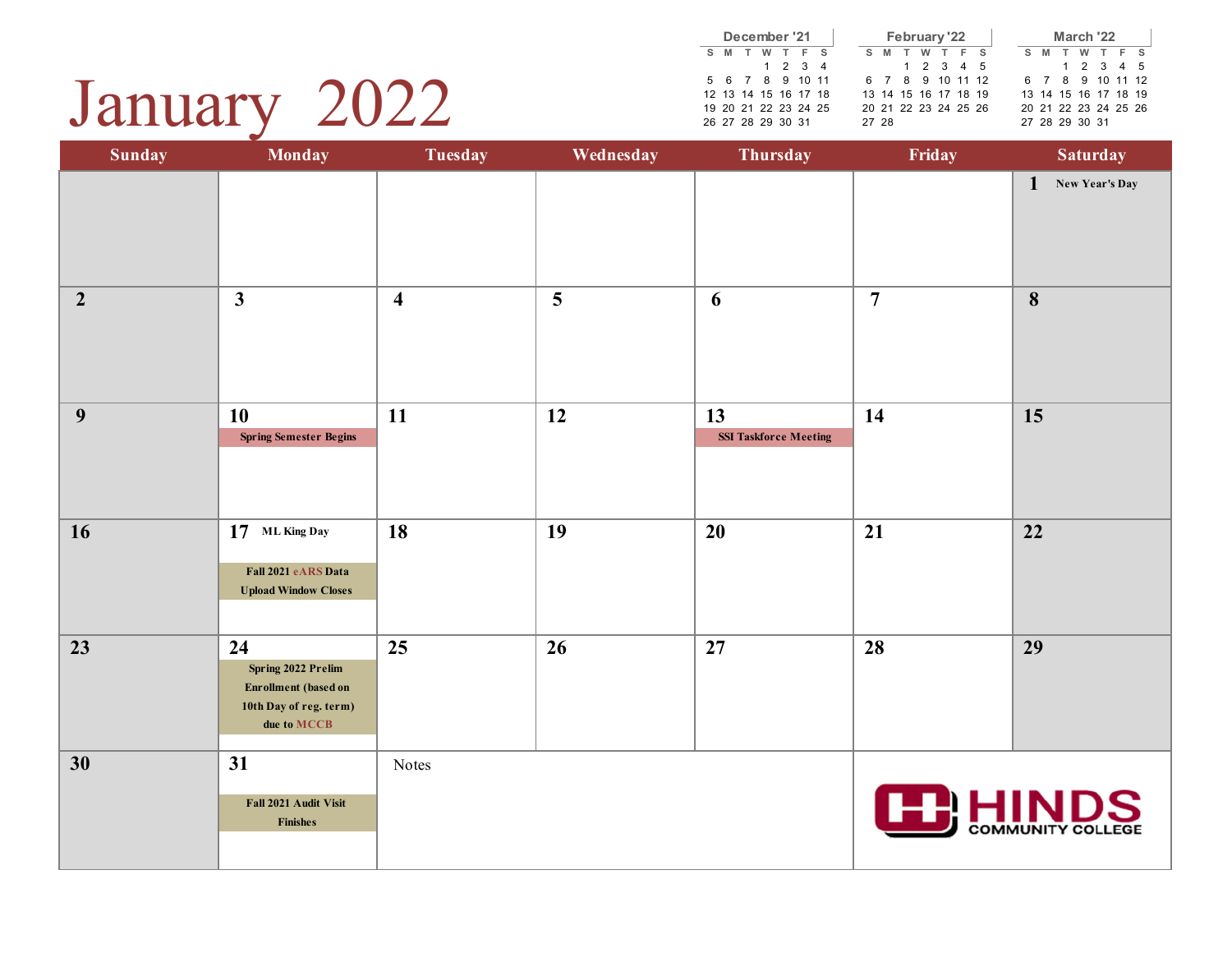# January 2022

| December '21 | | | | | | |
|---|---|---|---|---|---|---|
| S | M | T | W | T | F | S |
| | | | 1 | 2 | 3 | 4 |
| 5 | 6 | 7 | 8 | 9 | 10 | 11 |
| 12 | 13 | 14 | 15 | 16 | 17 | 18 |
| 19 | 20 | 21 | 22 | 23 | 24 | 25 |
| 26 | 27 | 28 | 29 | 30 | 31 | |

| February '22 | | | | | | |
|---|---|---|---|---|---|---|
| S | M | T | W | T | F | S |
| | | 1 | 2 | 3 | 4 | 5 |
| 6 | 7 | 8 | 9 | 10 | 11 | 12 |
| 13 | 14 | 15 | 16 | 17 | 18 | 19 |
| 20 | 21 | 22 | 23 | 24 | 25 | 26 |
| 27 | 28 | | | | | |

| March '22 | | | | | | |
|---|---|---|---|---|---|---|
| S | M | T | W | T | F | S |
| | | 1 | 2 | 3 | 4 | 5 |
| 6 | 7 | 8 | 9 | 10 | 11 | 12 |
| 13 | 14 | 15 | 16 | 17 | 18 | 19 |
| 20 | 21 | 22 | 23 | 24 | 25 | 26 |
| 27 | 28 | 29 | 30 | 31 | | |

| Sunday | Monday | Tuesday | Wednesday | Thursday | Friday | Saturday |
|---|---|---|---|---|---|---|
| | | | | | | 1 New Year's Day |
| 2 | 3 | 4 | 5 | 6 | 7 | 8 |
| 9 | 10 **Spring Semester Begins** | 11 | 12 | 13 **SSI Taskforce Meeting** | 14 | 15 |
| 16 | 17 ML King Day **Fall 2021 eARS Data Upload Window Closes** | 18 | 19 | 20 | 21 | 22 |
| 23 | 24 **Spring 2022 Prelim Enrollment (based on 10th Day of reg. term) due to MCCB** | 25 | 26 | 27 | 28 | 29 |
| 30 | 31 **Fall 2021 Audit Visit Finishes** | Notes | | | HINDS COMMUNITY COLLEGE | |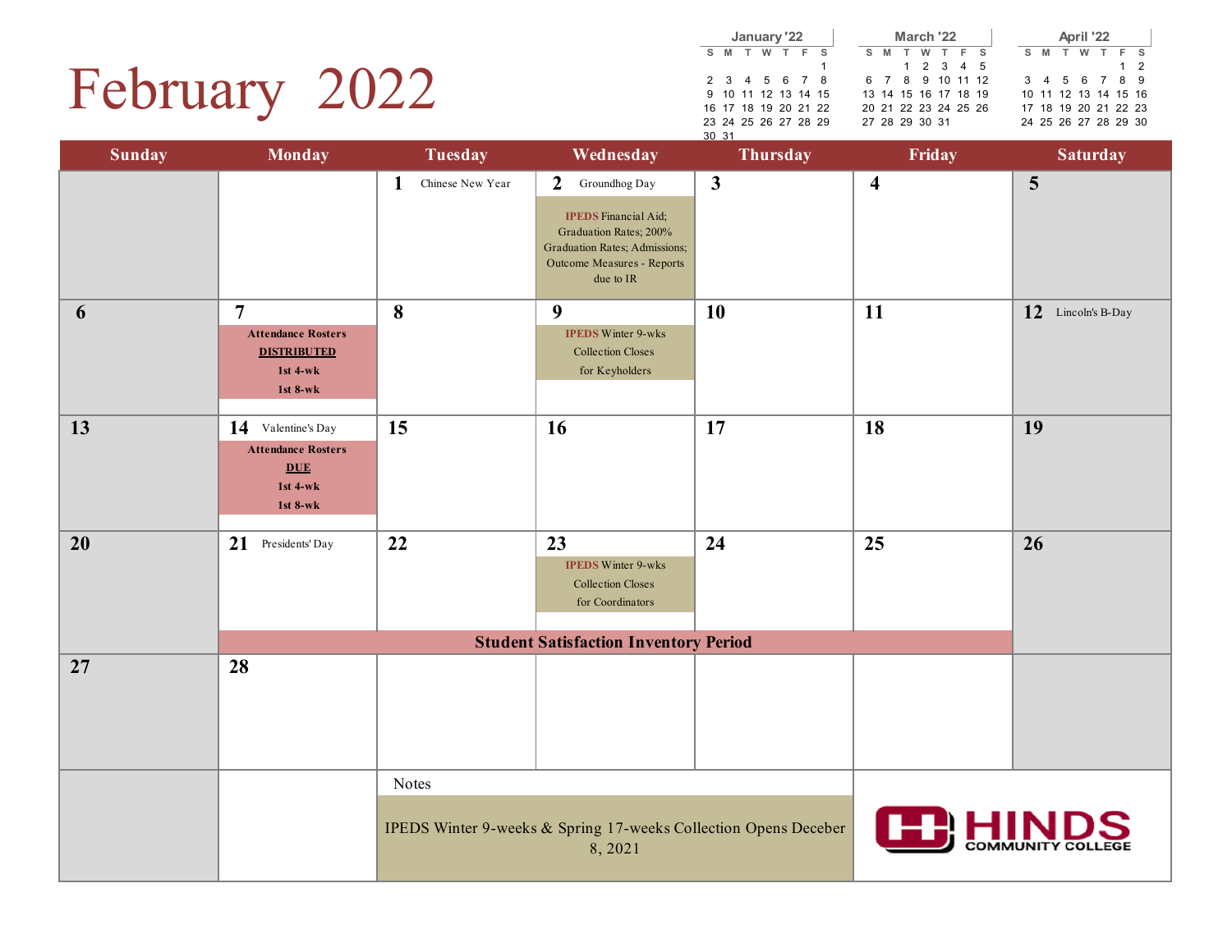# February 2022

| January '22 | | | | | | |
|---|---|---|---|---|---|---|
| S | M | T | W | T | F | S |
| | | | | | | 1 |
| 2 | 3 | 4 | 5 | 6 | 7 | 8 |
| 9 | 10 | 11 | 12 | 13 | 14 | 15 |
| 16 | 17 | 18 | 19 | 20 | 21 | 22 |
| 23 | 24 | 25 | 26 | 27 | 28 | 29 |
| 30 | 31 | | | | | |

| March '22 | | | | | | |
|---|---|---|---|---|---|---|
| S | M | T | W | T | F | S |
| | | 1 | 2 | 3 | 4 | 5 |
| 6 | 7 | 8 | 9 | 10 | 11 | 12 |
| 13 | 14 | 15 | 16 | 17 | 18 | 19 |
| 20 | 21 | 22 | 23 | 24 | 25 | 26 |
| 27 | 28 | 29 | 30 | 31 | | |

| April '22 | | | | | | |
|---|---|---|---|---|---|---|
| S | M | T | W | T | F | S |
| | | | | | 1 | 2 |
| 3 | 4 | 5 | 6 | 7 | 8 | 9 |
| 10 | 11 | 12 | 13 | 14 | 15 | 16 |
| 17 | 18 | 19 | 20 | 21 | 22 | 23 |
| 24 | 25 | 26 | 27 | 28 | 29 | 30 |

| Sunday | Monday | Tuesday | Wednesday | Thursday | Friday | Saturday |
|---|---|---|---|---|---|---|
| | | **1** Chinese New Year | **2** Groundhog Day<br>IPEDS Financial Aid; Graduation Rates; 200% Graduation Rates; Admissions; Outcome Measures - Reports due to IR | **3** | **4** | **5** |
| **6** | **7**<br>**Attendance Rosters DISTRIBUTED 1st 4-wk 1st 8-wk** | **8** | **9**<br>IPEDS Winter 9-wks Collection Closes for Keyholders | **10** | **11** | **12** Lincoln's B-Day |
| **13** | **14** Valentine's Day<br>**Attendance Rosters DUE 1st 4-wk 1st 8-wk** | **15** | **16** | **17** | **18** | **19** |
| **20** | **21** Presidents' Day<br>**Student Satisfaction Inventory Period** (Mon–Fri) | **22** | **23**<br>IPEDS Winter 9-wks Collection Closes for Coordinators | **24** | **25** | **26** |
| **27** | **28** | | | | | |

**Notes**

IPEDS Winter 9-weeks & Spring 17-weeks Collection Opens Deceber 8, 2021

HINDS COMMUNITY COLLEGE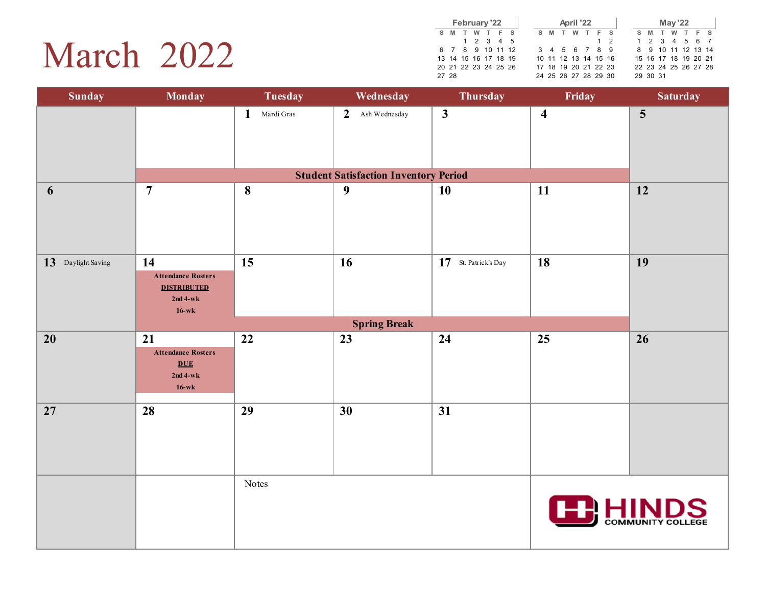# March 2022

**February '22**

| S | M | T | W | T | F | S |
|---|---|---|---|---|---|---|
| | | 1 | 2 | 3 | 4 | 5 |
| 6 | 7 | 8 | 9 | 10 | 11 | 12 |
| 13 | 14 | 15 | 16 | 17 | 18 | 19 |
| 20 | 21 | 22 | 23 | 24 | 25 | 26 |
| 27 | 28 | | | | | |

**April '22**

| S | M | T | W | T | F | S |
|---|---|---|---|---|---|---|
| | | | | | 1 | 2 |
| 3 | 4 | 5 | 6 | 7 | 8 | 9 |
| 10 | 11 | 12 | 13 | 14 | 15 | 16 |
| 17 | 18 | 19 | 20 | 21 | 22 | 23 |
| 24 | 25 | 26 | 27 | 28 | 29 | 30 |

**May '22**

| S | M | T | W | T | F | S |
|---|---|---|---|---|---|---|
| 1 | 2 | 3 | 4 | 5 | 6 | 7 |
| 8 | 9 | 10 | 11 | 12 | 13 | 14 |
| 15 | 16 | 17 | 18 | 19 | 20 | 21 |
| 22 | 23 | 24 | 25 | 26 | 27 | 28 |
| 29 | 30 | 31 | | | | |

| Sunday | Monday | Tuesday | Wednesday | Thursday | Friday | Saturday |
|---|---|---|---|---|---|---|
| | | **1** Mardi Gras | **2** Ash Wednesday | **3** | **4** | **5** |
| | **Student Satisfaction Inventory Period** (Monday–Friday) | | | | | |
| **6** | **7** | **8** | **9** | **10** | **11** | **12** |
| **13** Daylight Saving | **14** **Attendance Rosters <u>DISTRIBUTED</u> 2nd 4-wk 16-wk** | **15** | **16** | **17** St. Patrick's Day | **18** | **19** |
| | **Spring Break** (Monday–Friday) | | | | | |
| **20** | **21** **Attendance Rosters <u>DUE</u> 2nd 4-wk 16-wk** | **22** | **23** | **24** | **25** | **26** |
| **27** | **28** | **29** | **30** | **31** | | |

Notes

HINDS COMMUNITY COLLEGE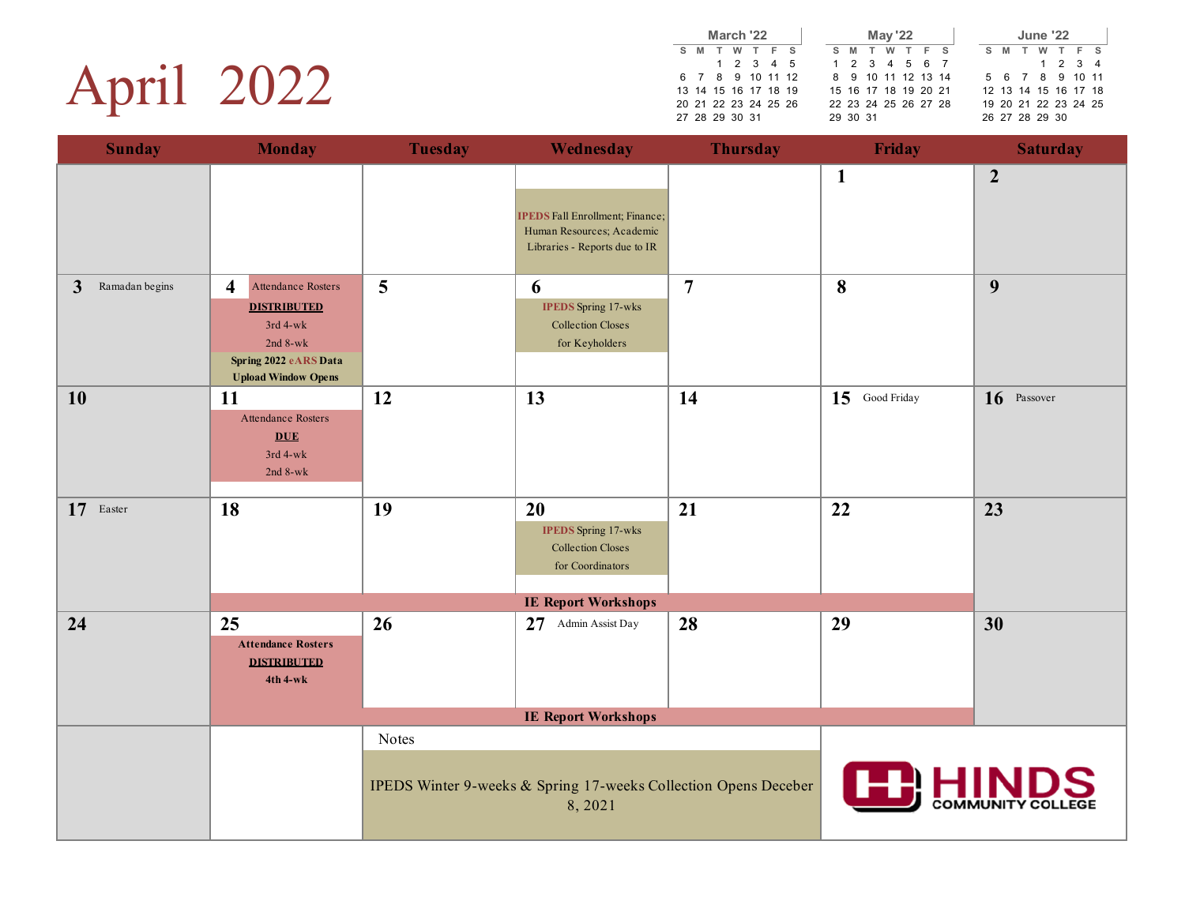# April 2022

| March '22 | | | | | | |
|---|---|---|---|---|---|---|
| S | M | T | W | T | F | S |
| | | 1 | 2 | 3 | 4 | 5 |
| 6 | 7 | 8 | 9 | 10 | 11 | 12 |
| 13 | 14 | 15 | 16 | 17 | 18 | 19 |
| 20 | 21 | 22 | 23 | 24 | 25 | 26 |
| 27 | 28 | 29 | 30 | 31 | | |

| May '22 | | | | | | |
|---|---|---|---|---|---|---|
| S | M | T | W | T | F | S |
| 1 | 2 | 3 | 4 | 5 | 6 | 7 |
| 8 | 9 | 10 | 11 | 12 | 13 | 14 |
| 15 | 16 | 17 | 18 | 19 | 20 | 21 |
| 22 | 23 | 24 | 25 | 26 | 27 | 28 |
| 29 | 30 | 31 | | | | |

| June '22 | | | | | | |
|---|---|---|---|---|---|---|
| S | M | T | W | T | F | S |
| | | | 1 | 2 | 3 | 4 |
| 5 | 6 | 7 | 8 | 9 | 10 | 11 |
| 12 | 13 | 14 | 15 | 16 | 17 | 18 |
| 19 | 20 | 21 | 22 | 23 | 24 | 25 |
| 26 | 27 | 28 | 29 | 30 | | |

| Sunday | Monday | Tuesday | Wednesday | Thursday | Friday | Saturday |
|---|---|---|---|---|---|---|
| | | | IPEDS Fall Enrollment; Finance; Human Resources; Academic Libraries - Reports due to IR | | 1 | 2 |
| 3 Ramadan begins | 4 Attendance Rosters **DISTRIBUTED** 3rd 4-wk 2nd 8-wk **Spring 2022 eARS Data Upload Window Opens** | 5 | 6 IPEDS Spring 17-wks Collection Closes for Keyholders | 7 | 8 | 9 |
| 10 | 11 Attendance Rosters **DUE** 3rd 4-wk 2nd 8-wk | 12 | 13 | 14 | 15 Good Friday | 16 Passover |
| 17 Easter | 18 **IE Report Workshops** | 19 **IE Report Workshops** | 20 IPEDS Spring 17-wks Collection Closes for Coordinators **IE Report Workshops** | 21 **IE Report Workshops** | 22 **IE Report Workshops** | 23 |
| 24 | 25 **Attendance Rosters DISTRIBUTED 4th 4-wk** **IE Report Workshops** | 26 **IE Report Workshops** | 27 Admin Assist Day **IE Report Workshops** | 28 **IE Report Workshops** | 29 **IE Report Workshops** | 30 |

Notes

IPEDS Winter 9-weeks & Spring 17-weeks Collection Opens Deceber 8, 2021

HINDS COMMUNITY COLLEGE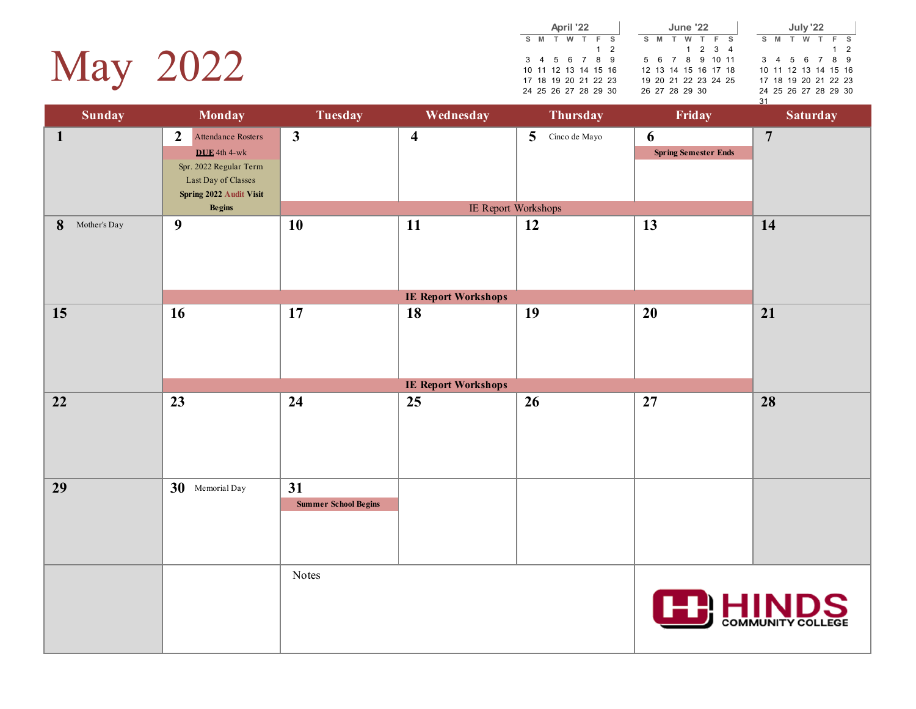# May 2022

**April '22**

| S | M | T | W | T | F | S |
|---|---|---|---|---|---|---|
| | | | | | 1 | 2 |
| 3 | 4 | 5 | 6 | 7 | 8 | 9 |
| 10 | 11 | 12 | 13 | 14 | 15 | 16 |
| 17 | 18 | 19 | 20 | 21 | 22 | 23 |
| 24 | 25 | 26 | 27 | 28 | 29 | 30 |

**June '22**

| S | M | T | W | T | F | S |
|---|---|---|---|---|---|---|
| | | | 1 | 2 | 3 | 4 |
| 5 | 6 | 7 | 8 | 9 | 10 | 11 |
| 12 | 13 | 14 | 15 | 16 | 17 | 18 |
| 19 | 20 | 21 | 22 | 23 | 24 | 25 |
| 26 | 27 | 28 | 29 | 30 | | |

**July '22**

| S | M | T | W | T | F | S |
|---|---|---|---|---|---|---|
| | | | | | 1 | 2 |
| 3 | 4 | 5 | 6 | 7 | 8 | 9 |
| 10 | 11 | 12 | 13 | 14 | 15 | 16 |
| 17 | 18 | 19 | 20 | 21 | 22 | 23 |
| 24 | 25 | 26 | 27 | 28 | 29 | 30 |
| 31 | | | | | | |

| Sunday | Monday | Tuesday | Wednesday | Thursday | Friday | Saturday |
|---|---|---|---|---|---|---|
| 1 | 2 Attendance Rosters **DUE** 4th 4-wk; Spr. 2022 Regular Term Last Day of Classes; **Spring 2022 Audit Visit Begins** | 3 IE Report Workshops | 4 IE Report Workshops | 5 Cinco de Mayo; IE Report Workshops | 6 **Spring Semester Ends**; IE Report Workshops | 7 |
| 8 Mother's Day | 9 **IE Report Workshops** | 10 **IE Report Workshops** | 11 **IE Report Workshops** | 12 **IE Report Workshops** | 13 **IE Report Workshops** | 14 |
| 15 | 16 **IE Report Workshops** | 17 **IE Report Workshops** | 18 **IE Report Workshops** | 19 **IE Report Workshops** | 20 **IE Report Workshops** | 21 |
| 22 | 23 | 24 | 25 | 26 | 27 | 28 |
| 29 | 30 Memorial Day | 31 **Summer School Begins** | | | | |

Notes

HINDS COMMUNITY COLLEGE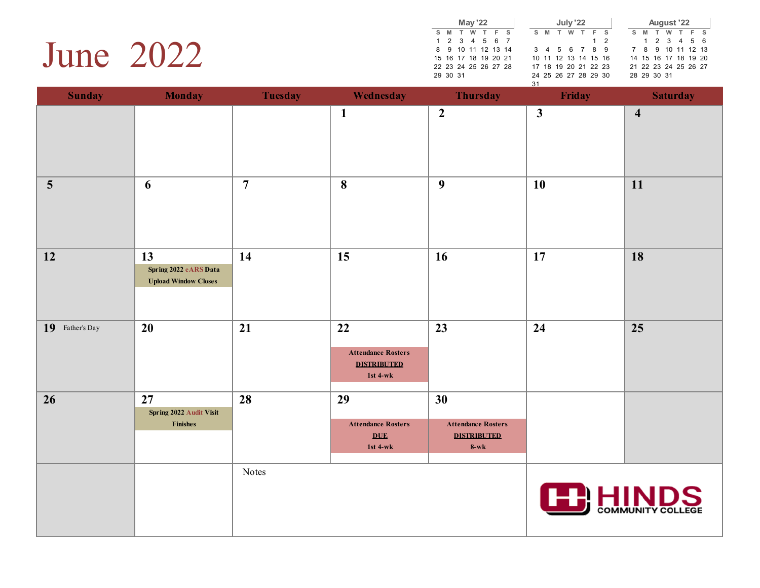# June 2022

| May '22 | | | | | | |
|---|---|---|---|---|---|---|
| S | M | T | W | T | F | S |
| 1 | 2 | 3 | 4 | 5 | 6 | 7 |
| 8 | 9 | 10 | 11 | 12 | 13 | 14 |
| 15 | 16 | 17 | 18 | 19 | 20 | 21 |
| 22 | 23 | 24 | 25 | 26 | 27 | 28 |
| 29 | 30 | 31 | | | | |

| July '22 | | | | | | |
|---|---|---|---|---|---|---|
| S | M | T | W | T | F | S |
| | | | | | 1 | 2 |
| 3 | 4 | 5 | 6 | 7 | 8 | 9 |
| 10 | 11 | 12 | 13 | 14 | 15 | 16 |
| 17 | 18 | 19 | 20 | 21 | 22 | 23 |
| 24 | 25 | 26 | 27 | 28 | 29 | 30 |
| 31 | | | | | | |

| August '22 | | | | | | |
|---|---|---|---|---|---|---|
| S | M | T | W | T | F | S |
| | 1 | 2 | 3 | 4 | 5 | 6 |
| 7 | 8 | 9 | 10 | 11 | 12 | 13 |
| 14 | 15 | 16 | 17 | 18 | 19 | 20 |
| 21 | 22 | 23 | 24 | 25 | 26 | 27 |
| 28 | 29 | 30 | 31 | | | |

| Sunday | Monday | Tuesday | Wednesday | Thursday | Friday | Saturday |
|---|---|---|---|---|---|---|
| | | | 1 | 2 | 3 | 4 |
| 5 | 6 | 7 | 8 | 9 | 10 | 11 |
| 12 | 13 **Spring 2022 eARS Data Upload Window Closes** | 14 | 15 | 16 | 17 | 18 |
| 19 Father's Day | 20 | 21 | 22 **Attendance Rosters DISTRIBUTED 1st 4-wk** | 23 | 24 | 25 |
| 26 | 27 **Spring 2022 Audit Visit Finishes** | 28 | 29 **Attendance Rosters DUE 1st 4-wk** | 30 **Attendance Rosters DISTRIBUTED 8-wk** | | |

Notes

HINDS COMMUNITY COLLEGE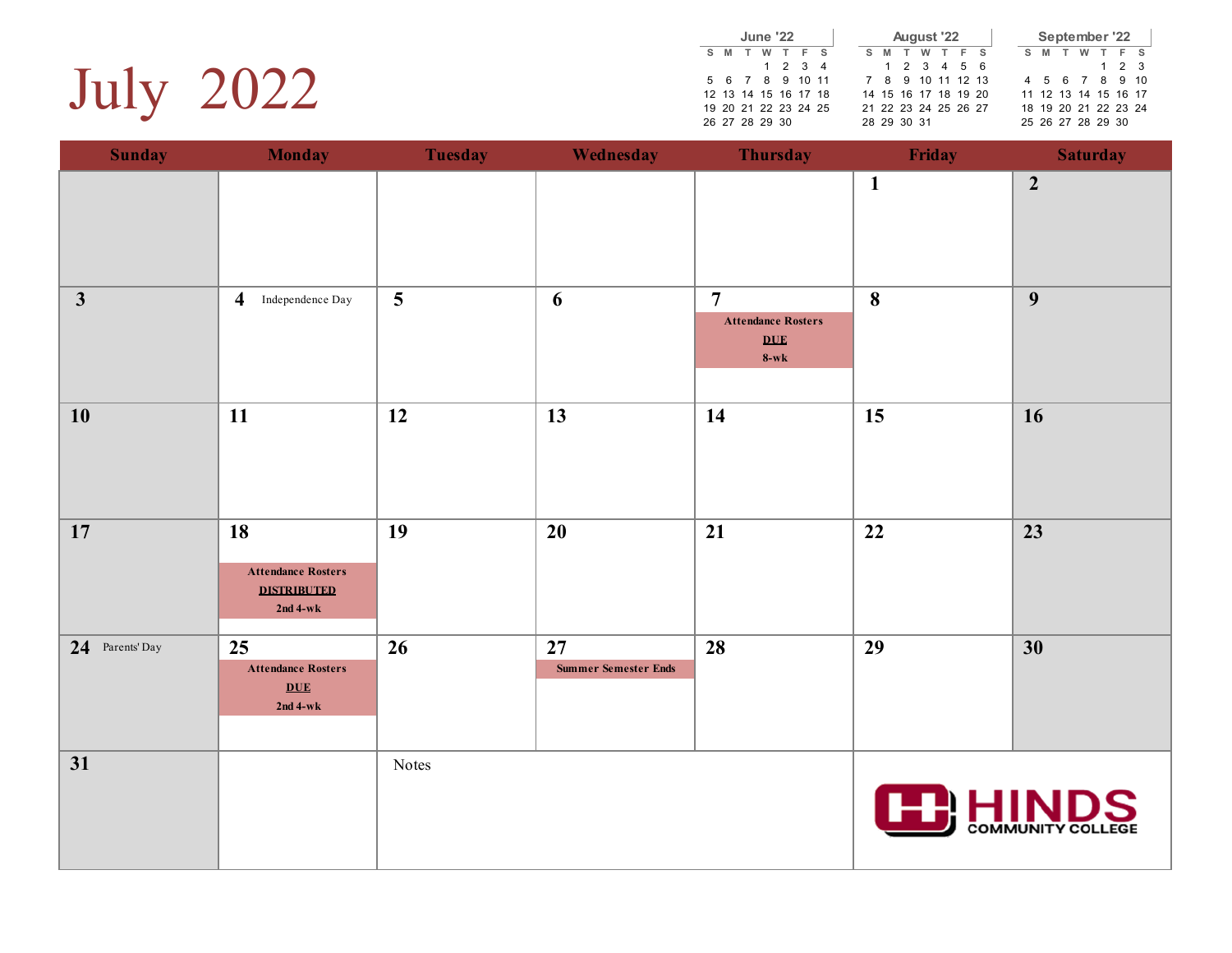# July 2022

**June '22**

| S | M | T | W | T | F | S |
|---|---|---|---|---|---|---|
| | | | 1 | 2 | 3 | 4 |
| 5 | 6 | 7 | 8 | 9 | 10 | 11 |
| 12 | 13 | 14 | 15 | 16 | 17 | 18 |
| 19 | 20 | 21 | 22 | 23 | 24 | 25 |
| 26 | 27 | 28 | 29 | 30 | | |

**August '22**

| S | M | T | W | T | F | S |
|---|---|---|---|---|---|---|
| | 1 | 2 | 3 | 4 | 5 | 6 |
| 7 | 8 | 9 | 10 | 11 | 12 | 13 |
| 14 | 15 | 16 | 17 | 18 | 19 | 20 |
| 21 | 22 | 23 | 24 | 25 | 26 | 27 |
| 28 | 29 | 30 | 31 | | | |

**September '22**

| S | M | T | W | T | F | S |
|---|---|---|---|---|---|---|
| | | | | 1 | 2 | 3 |
| 4 | 5 | 6 | 7 | 8 | 9 | 10 |
| 11 | 12 | 13 | 14 | 15 | 16 | 17 |
| 18 | 19 | 20 | 21 | 22 | 23 | 24 |
| 25 | 26 | 27 | 28 | 29 | 30 | |

| Sunday | Monday | Tuesday | Wednesday | Thursday | Friday | Saturday |
|---|---|---|---|---|---|---|
| | | | | | **1** | **2** |
| **3** | **4** Independence Day | **5** | **6** | **7** **Attendance Rosters** **DUE** **8-wk** | **8** | **9** |
| **10** | **11** | **12** | **13** | **14** | **15** | **16** |
| **17** | **18** **Attendance Rosters** **DISTRIBUTED** **2nd 4-wk** | **19** | **20** | **21** | **22** | **23** |
| **24** Parents' Day | **25** **Attendance Rosters** **DUE** **2nd 4-wk** | **26** | **27** **Summer Semester Ends** | **28** | **29** | **30** |
| **31** | | Notes | | | HINDS COMMUNITY COLLEGE | |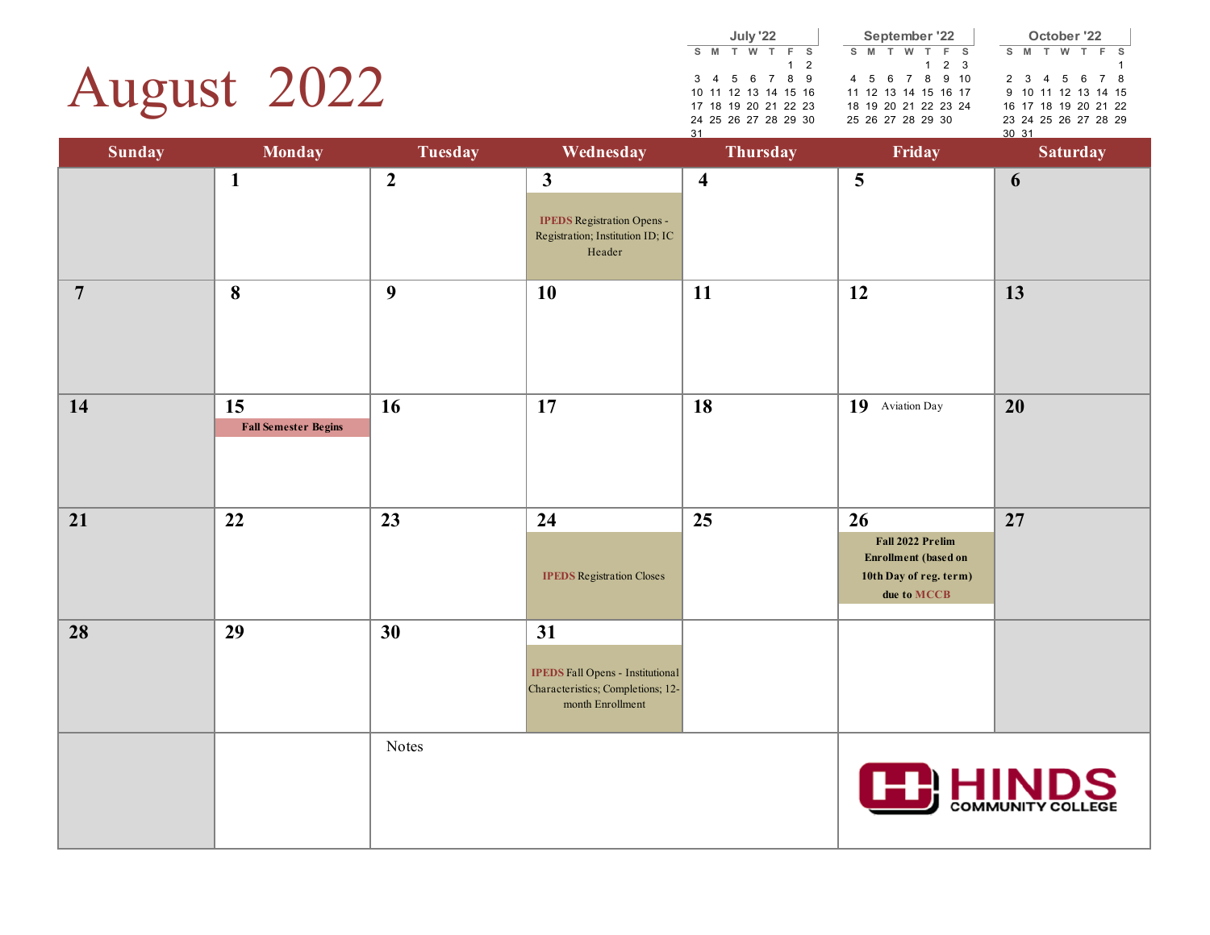# August 2022

**July '22**

| S | M | T | W | T | F | S |
|---|---|---|---|---|---|---|
| | | | | | 1 | 2 |
| 3 | 4 | 5 | 6 | 7 | 8 | 9 |
| 10 | 11 | 12 | 13 | 14 | 15 | 16 |
| 17 | 18 | 19 | 20 | 21 | 22 | 23 |
| 24 | 25 | 26 | 27 | 28 | 29 | 30 |
| 31 | | | | | | |

**September '22**

| S | M | T | W | T | F | S |
|---|---|---|---|---|---|---|
| | | | | 1 | 2 | 3 |
| 4 | 5 | 6 | 7 | 8 | 9 | 10 |
| 11 | 12 | 13 | 14 | 15 | 16 | 17 |
| 18 | 19 | 20 | 21 | 22 | 23 | 24 |
| 25 | 26 | 27 | 28 | 29 | 30 | |

**October '22**

| S | M | T | W | T | F | S |
|---|---|---|---|---|---|---|
| | | | | | | 1 |
| 2 | 3 | 4 | 5 | 6 | 7 | 8 |
| 9 | 10 | 11 | 12 | 13 | 14 | 15 |
| 16 | 17 | 18 | 19 | 20 | 21 | 22 |
| 23 | 24 | 25 | 26 | 27 | 28 | 29 |
| 30 | 31 | | | | | |

| Sunday | Monday | Tuesday | Wednesday | Thursday | Friday | Saturday |
|---|---|---|---|---|---|---|
| | **1** | **2** | **3** IPEDS Registration Opens - Registration; Institution ID; IC Header | **4** | **5** | **6** |
| **7** | **8** | **9** | **10** | **11** | **12** | **13** |
| **14** | **15** **Fall Semester Begins** | **16** | **17** | **18** | **19** Aviation Day | **20** |
| **21** | **22** | **23** | **24** IPEDS Registration Closes | **25** | **26** **Fall 2022 Prelim Enrollment (based on 10th Day of reg. term) due to MCCB** | **27** |
| **28** | **29** | **30** | **31** IPEDS Fall Opens - Institutional Characteristics; Completions; 12-month Enrollment | | | |

Notes

HINDS COMMUNITY COLLEGE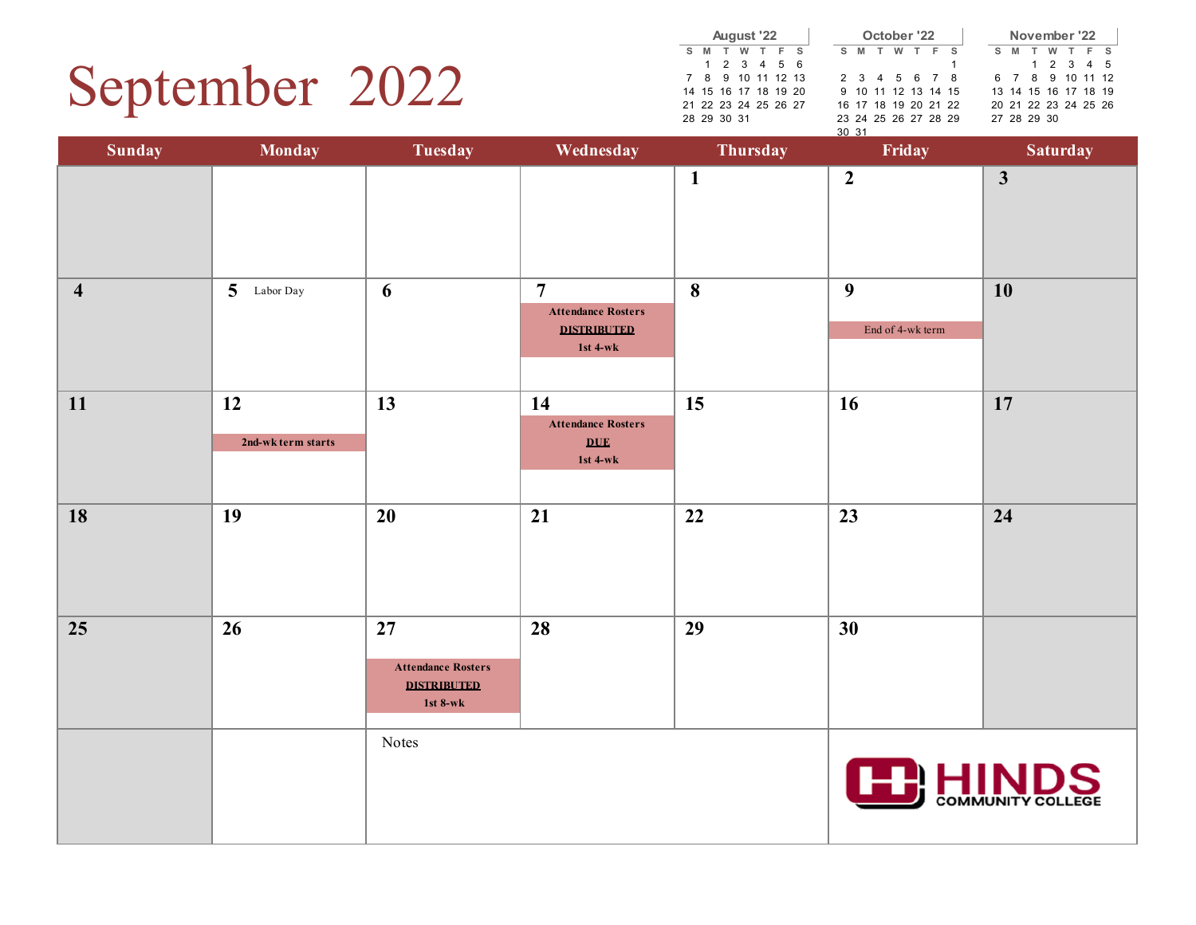# September 2022

**August '22**

| S | M | T | W | T | F | S |
|---|---|---|---|---|---|---|
| | 1 | 2 | 3 | 4 | 5 | 6 |
| 7 | 8 | 9 | 10 | 11 | 12 | 13 |
| 14 | 15 | 16 | 17 | 18 | 19 | 20 |
| 21 | 22 | 23 | 24 | 25 | 26 | 27 |
| 28 | 29 | 30 | 31 | | | |

**October '22**

| S | M | T | W | T | F | S |
|---|---|---|---|---|---|---|
| | | | | | | 1 |
| 2 | 3 | 4 | 5 | 6 | 7 | 8 |
| 9 | 10 | 11 | 12 | 13 | 14 | 15 |
| 16 | 17 | 18 | 19 | 20 | 21 | 22 |
| 23 | 24 | 25 | 26 | 27 | 28 | 29 |
| 30 | 31 | | | | | |

**November '22**

| S | M | T | W | T | F | S |
|---|---|---|---|---|---|---|
| | | 1 | 2 | 3 | 4 | 5 |
| 6 | 7 | 8 | 9 | 10 | 11 | 12 |
| 13 | 14 | 15 | 16 | 17 | 18 | 19 |
| 20 | 21 | 22 | 23 | 24 | 25 | 26 |
| 27 | 28 | 29 | 30 | | | |

| Sunday | Monday | Tuesday | Wednesday | Thursday | Friday | Saturday |
|---|---|---|---|---|---|---|
| | | | | **1** | **2** | **3** |
| **4** | **5** Labor Day | **6** | **7** Attendance Rosters **DISTRIBUTED** 1st 4-wk | **8** | **9** End of 4-wk term | **10** |
| **11** | **12** 2nd-wk term starts | **13** | **14** Attendance Rosters **DUE** 1st 4-wk | **15** | **16** | **17** |
| **18** | **19** | **20** | **21** | **22** | **23** | **24** |
| **25** | **26** | **27** Attendance Rosters **DISTRIBUTED** 1st 8-wk | **28** | **29** | **30** | |

Notes

HINDS COMMUNITY COLLEGE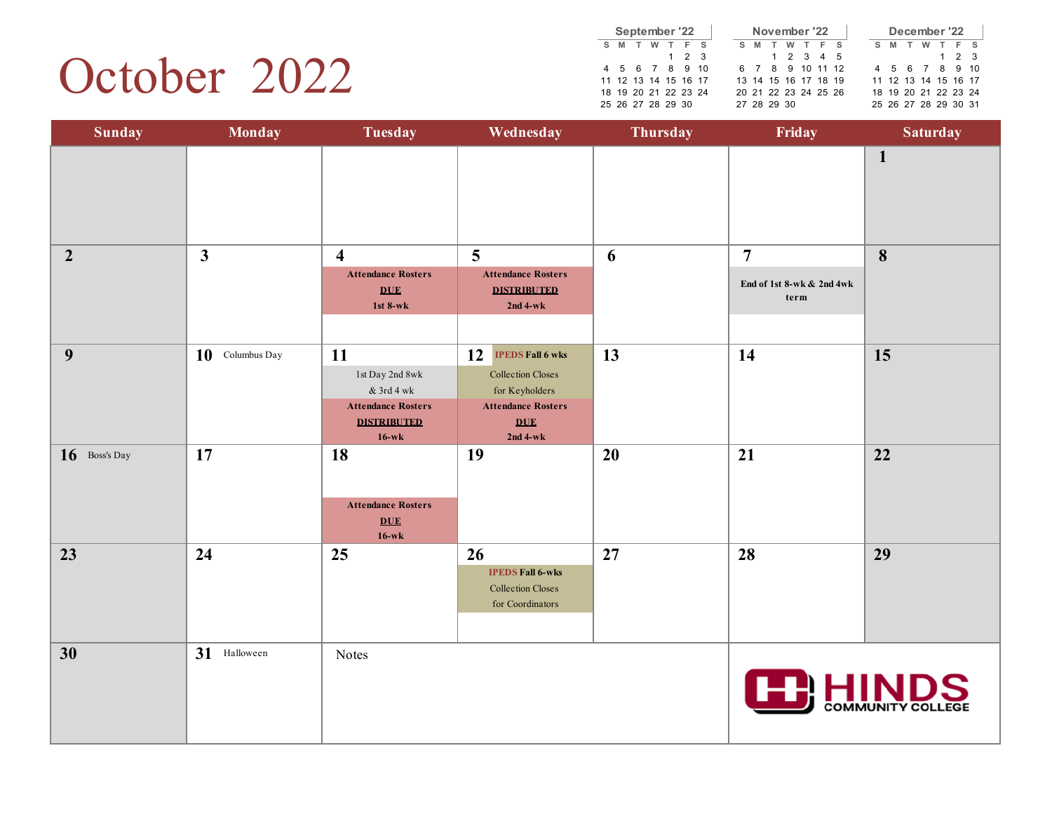# October 2022

**September '22**

| S | M | T | W | T | F | S |
|---|---|---|---|---|---|---|
| | | | | 1 | 2 | 3 |
| 4 | 5 | 6 | 7 | 8 | 9 | 10 |
| 11 | 12 | 13 | 14 | 15 | 16 | 17 |
| 18 | 19 | 20 | 21 | 22 | 23 | 24 |
| 25 | 26 | 27 | 28 | 29 | 30 | |

**November '22**

| S | M | T | W | T | F | S |
|---|---|---|---|---|---|---|
| | | 1 | 2 | 3 | 4 | 5 |
| 6 | 7 | 8 | 9 | 10 | 11 | 12 |
| 13 | 14 | 15 | 16 | 17 | 18 | 19 |
| 20 | 21 | 22 | 23 | 24 | 25 | 26 |
| 27 | 28 | 29 | 30 | | | |

**December '22**

| S | M | T | W | T | F | S |
|---|---|---|---|---|---|---|
| | | | | 1 | 2 | 3 |
| 4 | 5 | 6 | 7 | 8 | 9 | 10 |
| 11 | 12 | 13 | 14 | 15 | 16 | 17 |
| 18 | 19 | 20 | 21 | 22 | 23 | 24 |
| 25 | 26 | 27 | 28 | 29 | 30 | 31 |

| Sunday | Monday | Tuesday | Wednesday | Thursday | Friday | Saturday |
|---|---|---|---|---|---|---|
| | | | | | | **1** |
| **2** | **3** | **4** Attendance Rosters **DUE** 1st 8-wk | **5** Attendance Rosters **DISTRIBUTED** 2nd 4-wk | **6** | **7** End of 1st 8-wk & 2nd 4wk term | **8** |
| **9** | **10** Columbus Day | **11** 1st Day 2nd 8wk & 3rd 4 wk; Attendance Rosters **DISTRIBUTED** 16-wk | **12** IPEDS Fall 6 wks Collection Closes for Keyholders; Attendance Rosters **DUE** 2nd 4-wk | **13** | **14** | **15** |
| **16** Boss's Day | **17** | **18** Attendance Rosters **DUE** 16-wk | **19** | **20** | **21** | **22** |
| **23** | **24** | **25** | **26** IPEDS Fall 6-wks Collection Closes for Coordinators | **27** | **28** | **29** |
| **30** | **31** Halloween | Notes | | | HINDS COMMUNITY COLLEGE | |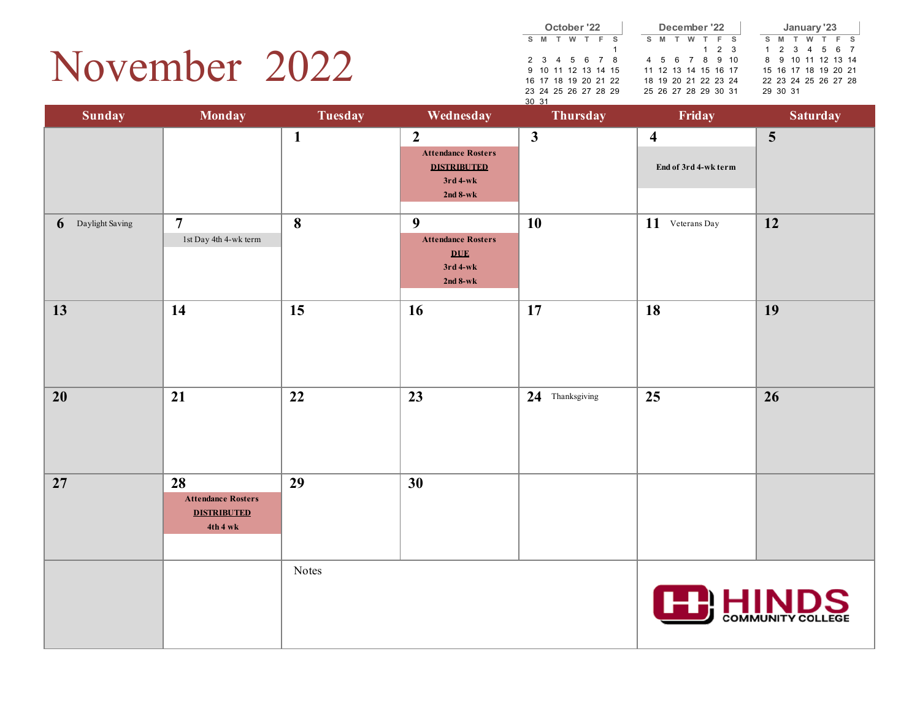# November 2022

**October '22**

| S | M | T | W | T | F | S |
|---|---|---|---|---|---|---|
| | | | | | | 1 |
| 2 | 3 | 4 | 5 | 6 | 7 | 8 |
| 9 | 10 | 11 | 12 | 13 | 14 | 15 |
| 16 | 17 | 18 | 19 | 20 | 21 | 22 |
| 23 | 24 | 25 | 26 | 27 | 28 | 29 |
| 30 | 31 | | | | | |

**December '22**

| S | M | T | W | T | F | S |
|---|---|---|---|---|---|---|
| | | | | 1 | 2 | 3 |
| 4 | 5 | 6 | 7 | 8 | 9 | 10 |
| 11 | 12 | 13 | 14 | 15 | 16 | 17 |
| 18 | 19 | 20 | 21 | 22 | 23 | 24 |
| 25 | 26 | 27 | 28 | 29 | 30 | 31 |

**January '23**

| S | M | T | W | T | F | S |
|---|---|---|---|---|---|---|
| 1 | 2 | 3 | 4 | 5 | 6 | 7 |
| 8 | 9 | 10 | 11 | 12 | 13 | 14 |
| 15 | 16 | 17 | 18 | 19 | 20 | 21 |
| 22 | 23 | 24 | 25 | 26 | 27 | 28 |
| 29 | 30 | 31 | | | | |

| Sunday | Monday | Tuesday | Wednesday | Thursday | Friday | Saturday |
|---|---|---|---|---|---|---|
| | | **1** | **2** Attendance Rosters **DISTRIBUTED** 3rd 4-wk 2nd 8-wk | **3** | **4** End of 3rd 4-wk term | **5** |
| **6** Daylight Saving | **7** 1st Day 4th 4-wk term | **8** | **9** Attendance Rosters **DUE** 3rd 4-wk 2nd 8-wk | **10** | **11** Veterans Day | **12** |
| **13** | **14** | **15** | **16** | **17** | **18** | **19** |
| **20** | **21** | **22** | **23** | **24** Thanksgiving | **25** | **26** |
| **27** | **28** Attendance Rosters **DISTRIBUTED** 4th 4 wk | **29** | **30** | | | |

Notes

HINDS COMMUNITY COLLEGE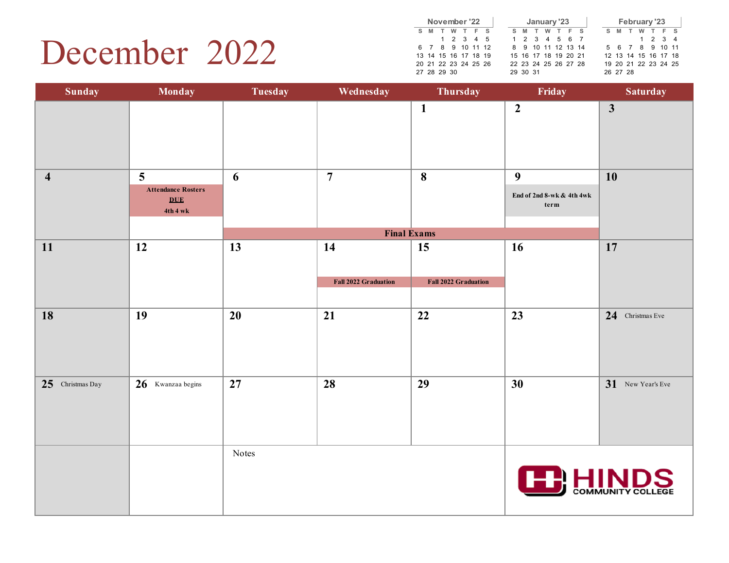# December 2022

| November '22 | | | | | | |
|---|---|---|---|---|---|---|
| S | M | T | W | T | F | S |
| | | 1 | 2 | 3 | 4 | 5 |
| 6 | 7 | 8 | 9 | 10 | 11 | 12 |
| 13 | 14 | 15 | 16 | 17 | 18 | 19 |
| 20 | 21 | 22 | 23 | 24 | 25 | 26 |
| 27 | 28 | 29 | 30 | | | |

| January '23 | | | | | | |
|---|---|---|---|---|---|---|
| S | M | T | W | T | F | S |
| 1 | 2 | 3 | 4 | 5 | 6 | 7 |
| 8 | 9 | 10 | 11 | 12 | 13 | 14 |
| 15 | 16 | 17 | 18 | 19 | 20 | 21 |
| 22 | 23 | 24 | 25 | 26 | 27 | 28 |
| 29 | 30 | 31 | | | | |

| February '23 | | | | | | |
|---|---|---|---|---|---|---|
| S | M | T | W | T | F | S |
| | | | 1 | 2 | 3 | 4 |
| 5 | 6 | 7 | 8 | 9 | 10 | 11 |
| 12 | 13 | 14 | 15 | 16 | 17 | 18 |
| 19 | 20 | 21 | 22 | 23 | 24 | 25 |
| 26 | 27 | 28 | | | | |

| Sunday | Monday | Tuesday | Wednesday | Thursday | Friday | Saturday |
|---|---|---|---|---|---|---|
| | | | | **1** | **2** | **3** |
| **4** | **5** Attendance Rosters **DUE** 4th 4 wk | **6** Final Exams | **7** Final Exams | **8** Final Exams | **9** End of 2nd 8-wk & 4th 4wk term; Final Exams | **10** |
| **11** | **12** | **13** | **14** Fall 2022 Graduation | **15** Fall 2022 Graduation | **16** | **17** |
| **18** | **19** | **20** | **21** | **22** | **23** | **24** Christmas Eve |
| **25** Christmas Day | **26** Kwanzaa begins | **27** | **28** | **29** | **30** | **31** New Year's Eve |

Notes

HINDS COMMUNITY COLLEGE